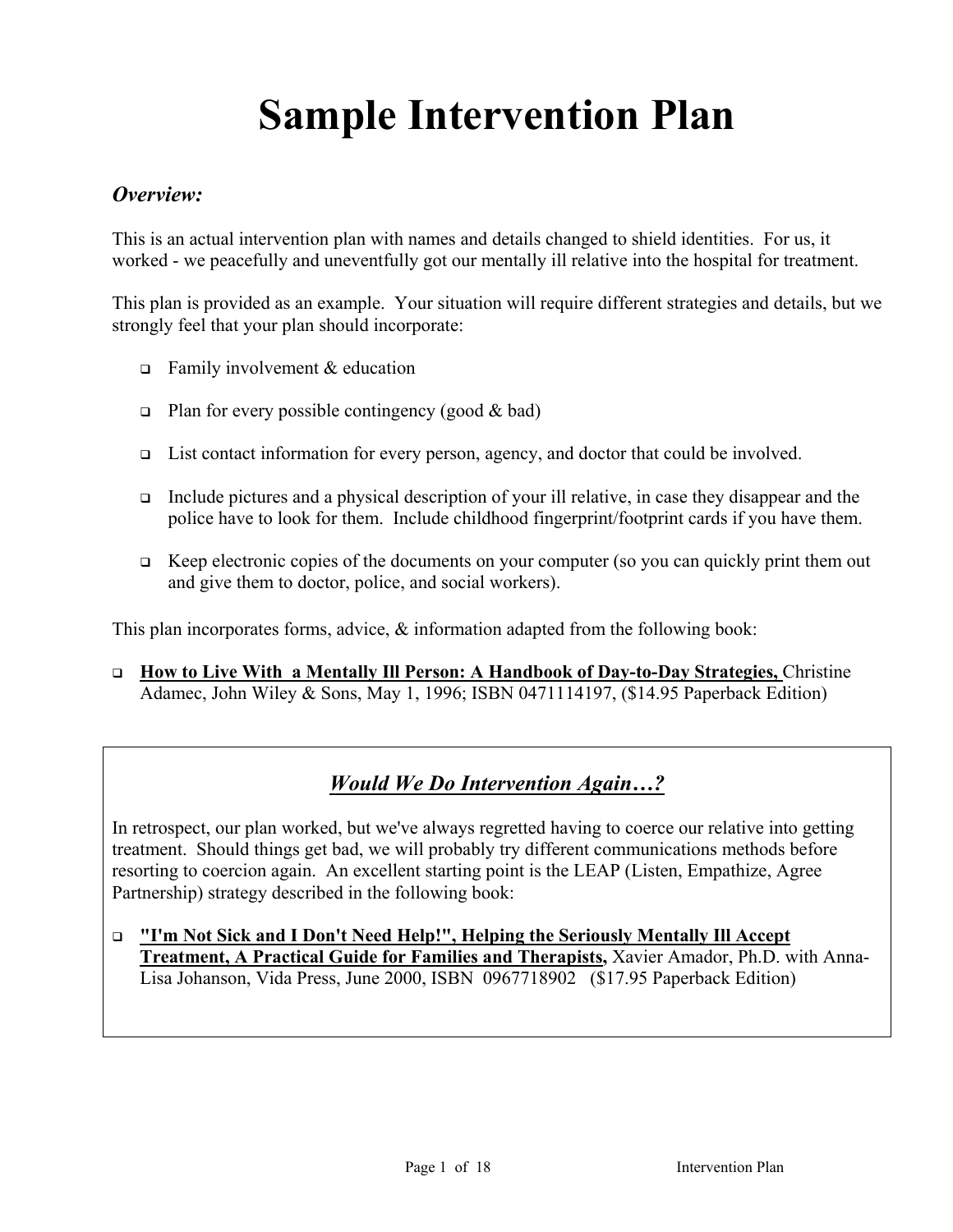# Sample Intervention Plan

## *Overview:*

This is an actual intervention plan with names and details changed to shield identities. For us, it worked - we peacefully and uneventfully got our mentally ill relative into the hospital for treatment.

This plan is provided as an example. Your situation will require different strategies and details, but we strongly feel that your plan should incorporate:

- Family involvement & education
- Plan for every possible contingency (good & bad)
- List contact information for every person, agency, and doctor that could be involved.
- Include pictures and a physical description of your ill relative, in case they disappear and the police have to look for them. Include childhood fingerprint/footprint cards if you have them.
- Keep electronic copies of the documents on your computer (so you can quickly print them out and give them to doctor, police, and social workers).

This plan incorporates forms, advice, & information adapted from the following book:

- **How to Live With a Mentally Ill Person: A Handbook of Day-to-Day Strategies,** Christine Adamec, John Wiley & Sons, May 1, 1996; ISBN 0471114197, ($14.95 Paperback Edition)

## *Would We Do Intervention Again…?*

In retrospect, our plan worked, but we've always regretted having to coerce our relative into getting treatment. Should things get bad, we will probably try different communications methods before resorting to coercion again. An excellent starting point is the LEAP (Listen, Empathize, Agree Partnership) strategy described in the following book:

- **"I'm Not Sick and I Don't Need Help!", Helping the Seriously Mentally Ill Accept Treatment, A Practical Guide for Families and Therapists,** Xavier Amador, Ph.D. with Anna-Lisa Johanson, Vida Press, June 2000, ISBN 0967718902 ($17.95 Paperback Edition)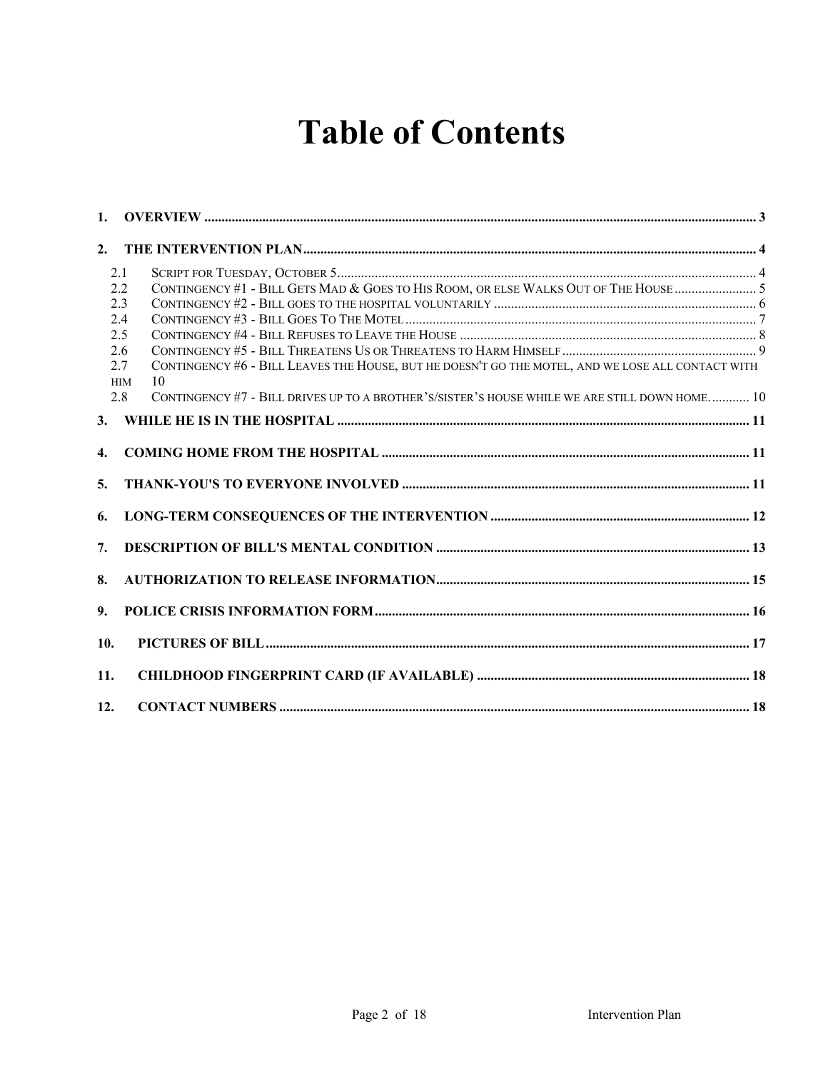# Table of Contents

1. OVERVIEW ..... 3

2. THE INTERVENTION PLAN ..... 4
   - 2.1 Script for Tuesday, October 5 ..... 4
   - 2.2 Contingency #1 - Bill Gets Mad & Goes to His Room, or else Walks Out of The House ..... 5
   - 2.3 Contingency #2 - Bill goes to the hospital voluntarily ..... 6
   - 2.4 Contingency #3 - Bill Goes To The Motel ..... 7
   - 2.5 Contingency #4 - Bill Refuses to Leave the House ..... 8
   - 2.6 Contingency #5 - Bill Threatens Us or Threatens to Harm Himself ..... 9
   - 2.7 Contingency #6 - Bill Leaves the House, but he doesn't go the motel, and we lose all contact with him ..... 10
   - 2.8 Contingency #7 - Bill drives up to a brother's/sister's house while we are still down home. ..... 10

3. WHILE HE IS IN THE HOSPITAL ..... 11

4. COMING HOME FROM THE HOSPITAL ..... 11

5. THANK-YOU'S TO EVERYONE INVOLVED ..... 11

6. LONG-TERM CONSEQUENCES OF THE INTERVENTION ..... 12

7. DESCRIPTION OF BILL'S MENTAL CONDITION ..... 13

8. AUTHORIZATION TO RELEASE INFORMATION ..... 15

9. POLICE CRISIS INFORMATION FORM ..... 16

10. PICTURES OF BILL ..... 17

11. CHILDHOOD FINGERPRINT CARD (IF AVAILABLE) ..... 18

12. CONTACT NUMBERS ..... 18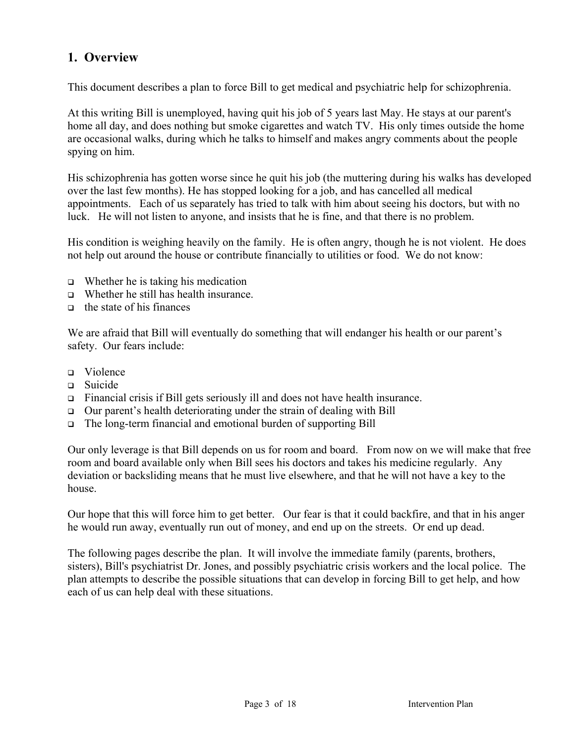## 1. Overview

This document describes a plan to force Bill to get medical and psychiatric help for schizophrenia.

At this writing Bill is unemployed, having quit his job of 5 years last May. He stays at our parent's home all day, and does nothing but smoke cigarettes and watch TV. His only times outside the home are occasional walks, during which he talks to himself and makes angry comments about the people spying on him.

His schizophrenia has gotten worse since he quit his job (the muttering during his walks has developed over the last few months). He has stopped looking for a job, and has cancelled all medical appointments. Each of us separately has tried to talk with him about seeing his doctors, but with no luck. He will not listen to anyone, and insists that he is fine, and that there is no problem.

His condition is weighing heavily on the family. He is often angry, though he is not violent. He does not help out around the house or contribute financially to utilities or food. We do not know:

- Whether he is taking his medication
- Whether he still has health insurance.
- the state of his finances

We are afraid that Bill will eventually do something that will endanger his health or our parent's safety. Our fears include:

- Violence
- Suicide
- Financial crisis if Bill gets seriously ill and does not have health insurance.
- Our parent's health deteriorating under the strain of dealing with Bill
- The long-term financial and emotional burden of supporting Bill

Our only leverage is that Bill depends on us for room and board. From now on we will make that free room and board available only when Bill sees his doctors and takes his medicine regularly. Any deviation or backsliding means that he must live elsewhere, and that he will not have a key to the house.

Our hope that this will force him to get better. Our fear is that it could backfire, and that in his anger he would run away, eventually run out of money, and end up on the streets. Or end up dead.

The following pages describe the plan. It will involve the immediate family (parents, brothers, sisters), Bill's psychiatrist Dr. Jones, and possibly psychiatric crisis workers and the local police. The plan attempts to describe the possible situations that can develop in forcing Bill to get help, and how each of us can help deal with these situations.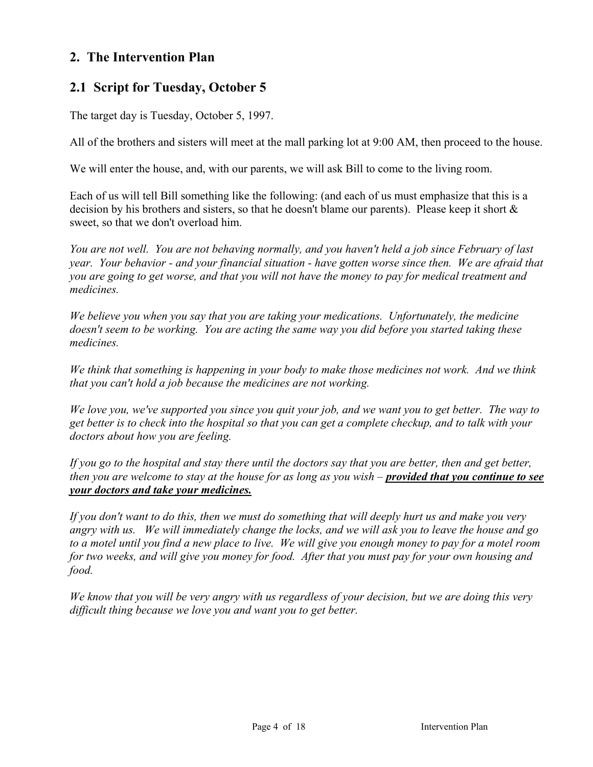## 2. The Intervention Plan

## 2.1 Script for Tuesday, October 5

The target day is Tuesday, October 5, 1997.

All of the brothers and sisters will meet at the mall parking lot at 9:00 AM, then proceed to the house.

We will enter the house, and, with our parents, we will ask Bill to come to the living room.

Each of us will tell Bill something like the following: (and each of us must emphasize that this is a decision by his brothers and sisters, so that he doesn't blame our parents). Please keep it short & sweet, so that we don't overload him.

*You are not well. You are not behaving normally, and you haven't held a job since February of last year. Your behavior - and your financial situation - have gotten worse since then. We are afraid that you are going to get worse, and that you will not have the money to pay for medical treatment and medicines.*

*We believe you when you say that you are taking your medications. Unfortunately, the medicine doesn't seem to be working. You are acting the same way you did before you started taking these medicines.*

*We think that something is happening in your body to make those medicines not work. And we think that you can't hold a job because the medicines are not working.*

*We love you, we've supported you since you quit your job, and we want you to get better. The way to get better is to check into the hospital so that you can get a complete checkup, and to talk with your doctors about how you are feeling.*

*If you go to the hospital and stay there until the doctors say that you are better, then and get better, then you are welcome to stay at the house for as long as you wish –* ***<u>provided that you continue to see your doctors and take your medicines.</u>***

*If you don't want to do this, then we must do something that will deeply hurt us and make you very angry with us. We will immediately change the locks, and we will ask you to leave the house and go to a motel until you find a new place to live. We will give you enough money to pay for a motel room for two weeks, and will give you money for food. After that you must pay for your own housing and food.*

*We know that you will be very angry with us regardless of your decision, but we are doing this very difficult thing because we love you and want you to get better.*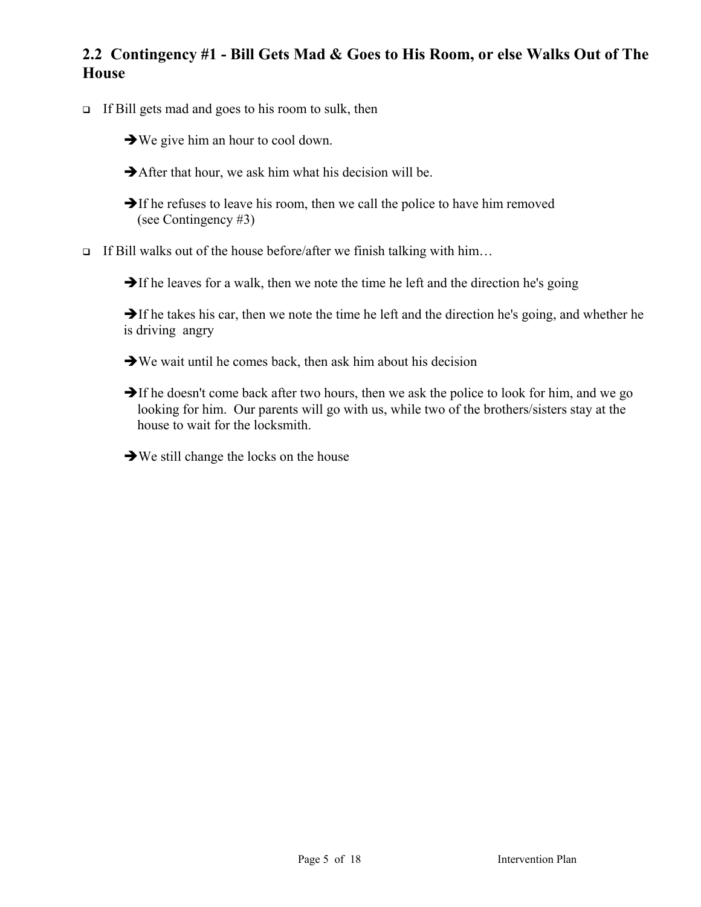## 2.2 Contingency #1 - Bill Gets Mad & Goes to His Room, or else Walks Out of The House

- If Bill gets mad and goes to his room to sulk, then

  → We give him an hour to cool down.

  → After that hour, we ask him what his decision will be.

  → If he refuses to leave his room, then we call the police to have him removed (see Contingency #3)

- If Bill walks out of the house before/after we finish talking with him…

  → If he leaves for a walk, then we note the time he left and the direction he's going

  → If he takes his car, then we note the time he left and the direction he's going, and whether he is driving angry

  → We wait until he comes back, then ask him about his decision

  → If he doesn't come back after two hours, then we ask the police to look for him, and we go looking for him. Our parents will go with us, while two of the brothers/sisters stay at the house to wait for the locksmith.

  → We still change the locks on the house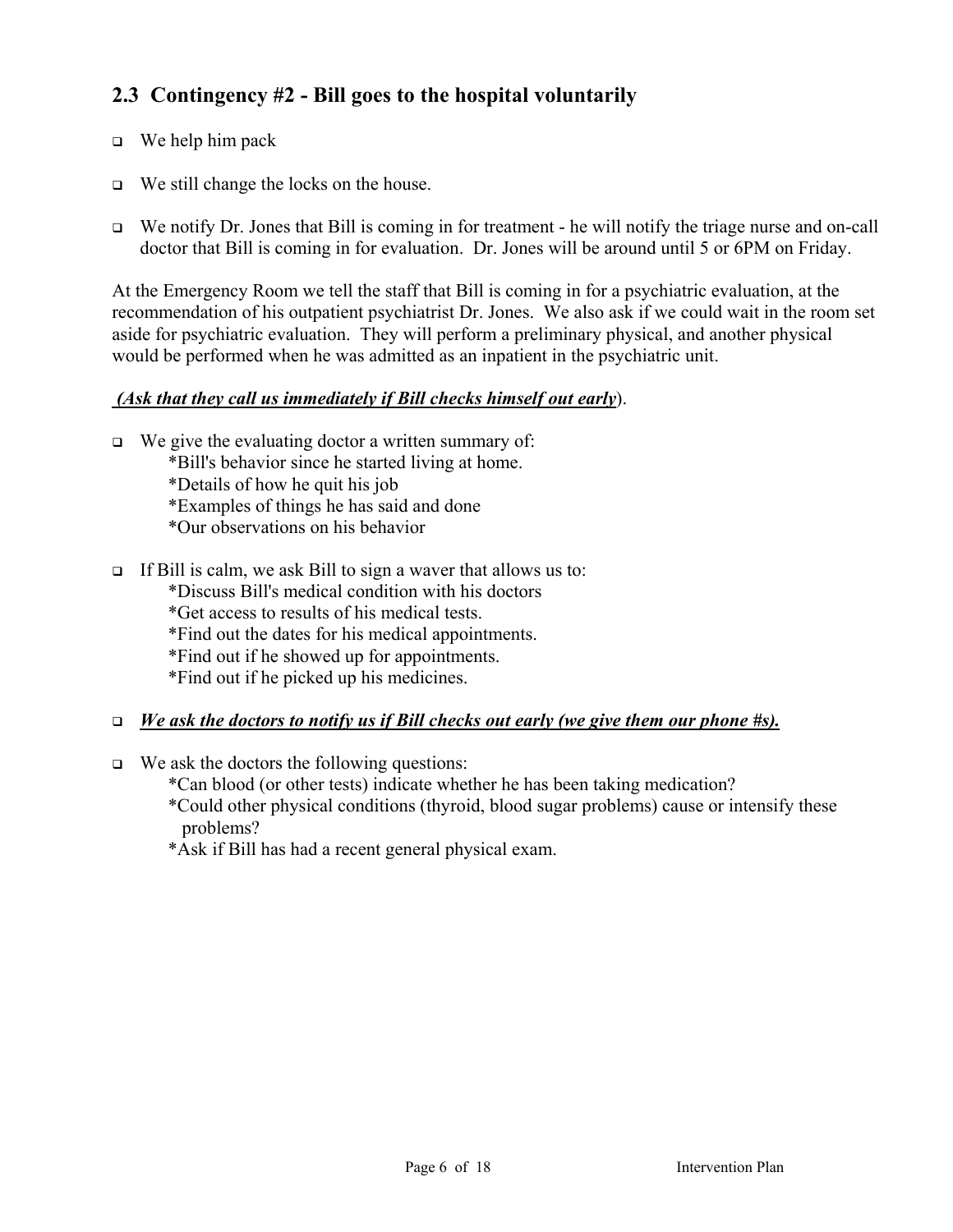## 2.3 Contingency #2 - Bill goes to the hospital voluntarily

- We help him pack
- We still change the locks on the house.
- We notify Dr. Jones that Bill is coming in for treatment - he will notify the triage nurse and on-call doctor that Bill is coming in for evaluation. Dr. Jones will be around until 5 or 6PM on Friday.

At the Emergency Room we tell the staff that Bill is coming in for a psychiatric evaluation, at the recommendation of his outpatient psychiatrist Dr. Jones. We also ask if we could wait in the room set aside for psychiatric evaluation. They will perform a preliminary physical, and another physical would be performed when he was admitted as an inpatient in the psychiatric unit.

***(Ask that they call us immediately if Bill checks himself out early***).

- We give the evaluating doctor a written summary of:
  *Bill's behavior since he started living at home.
  *Details of how he quit his job
  *Examples of things he has said and done
  *Our observations on his behavior
- If Bill is calm, we ask Bill to sign a waver that allows us to:
  *Discuss Bill's medical condition with his doctors
  *Get access to results of his medical tests.
  *Find out the dates for his medical appointments.
  *Find out if he showed up for appointments.
  *Find out if he picked up his medicines.
- ***We ask the doctors to notify us if Bill checks out early (we give them our phone #s).***
- We ask the doctors the following questions:
  *Can blood (or other tests) indicate whether he has been taking medication?
  *Could other physical conditions (thyroid, blood sugar problems) cause or intensify these problems?
  *Ask if Bill has had a recent general physical exam.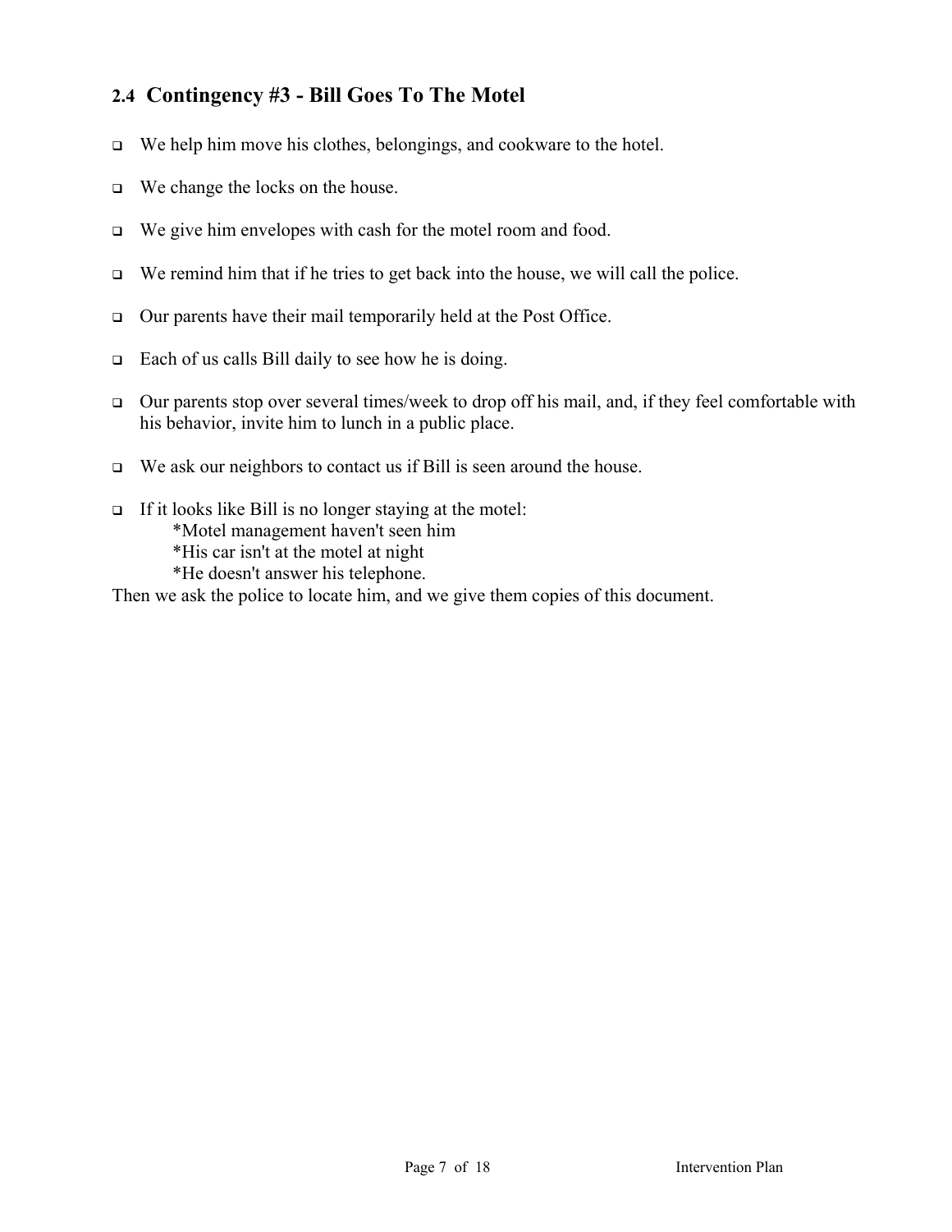## 2.4 Contingency #3 - Bill Goes To The Motel

- We help him move his clothes, belongings, and cookware to the hotel.
- We change the locks on the house.
- We give him envelopes with cash for the motel room and food.
- We remind him that if he tries to get back into the house, we will call the police.
- Our parents have their mail temporarily held at the Post Office.
- Each of us calls Bill daily to see how he is doing.
- Our parents stop over several times/week to drop off his mail, and, if they feel comfortable with his behavior, invite him to lunch in a public place.
- We ask our neighbors to contact us if Bill is seen around the house.
- If it looks like Bill is no longer staying at the motel:
    *Motel management haven't seen him
    *His car isn't at the motel at night
    *He doesn't answer his telephone.

Then we ask the police to locate him, and we give them copies of this document.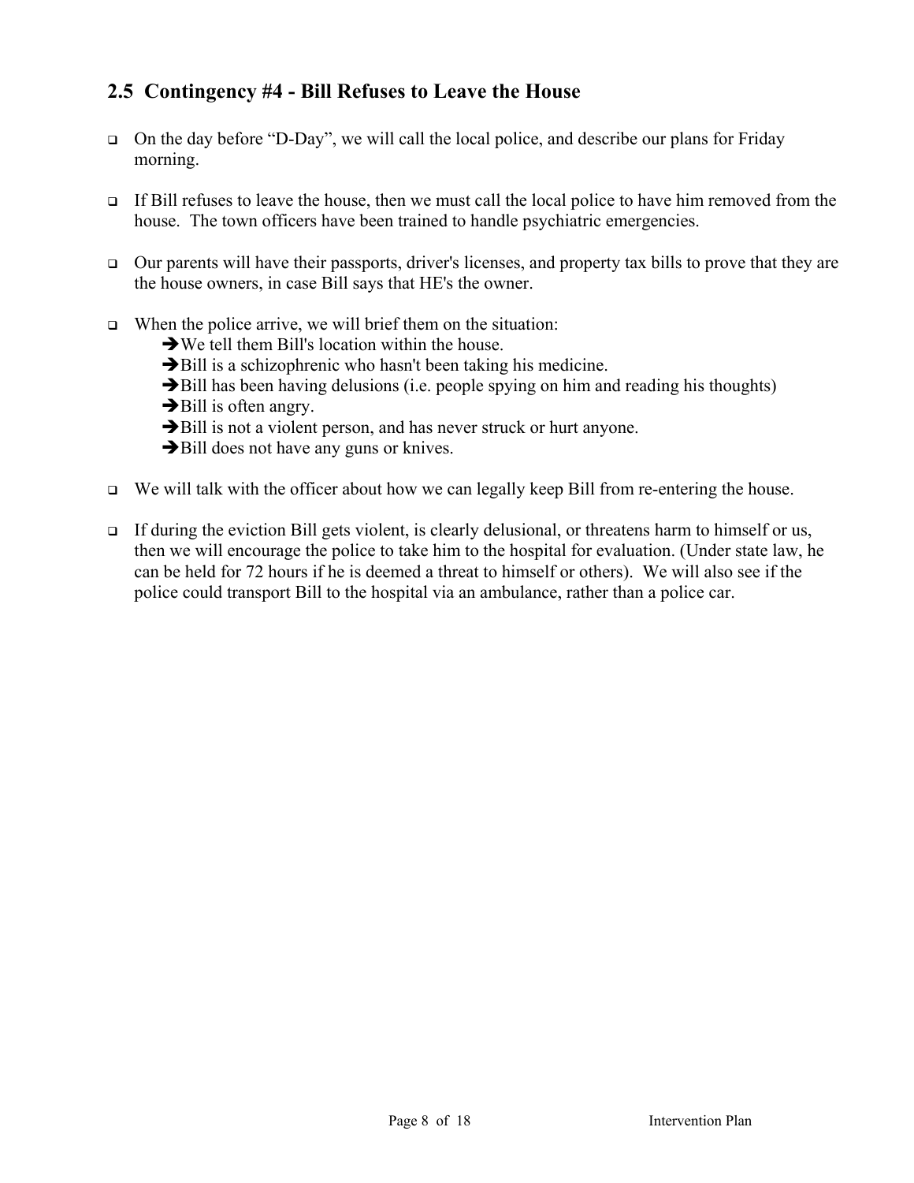## 2.5 Contingency #4 - Bill Refuses to Leave the House

- On the day before "D-Day", we will call the local police, and describe our plans for Friday morning.

- If Bill refuses to leave the house, then we must call the local police to have him removed from the house. The town officers have been trained to handle psychiatric emergencies.

- Our parents will have their passports, driver's licenses, and property tax bills to prove that they are the house owners, in case Bill says that HE's the owner.

- When the police arrive, we will brief them on the situation:
  - ➔We tell them Bill's location within the house.
  - ➔Bill is a schizophrenic who hasn't been taking his medicine.
  - ➔Bill has been having delusions (i.e. people spying on him and reading his thoughts)
  - ➔Bill is often angry.
  - ➔Bill is not a violent person, and has never struck or hurt anyone.
  - ➔Bill does not have any guns or knives.

- We will talk with the officer about how we can legally keep Bill from re-entering the house.

- If during the eviction Bill gets violent, is clearly delusional, or threatens harm to himself or us, then we will encourage the police to take him to the hospital for evaluation. (Under state law, he can be held for 72 hours if he is deemed a threat to himself or others). We will also see if the police could transport Bill to the hospital via an ambulance, rather than a police car.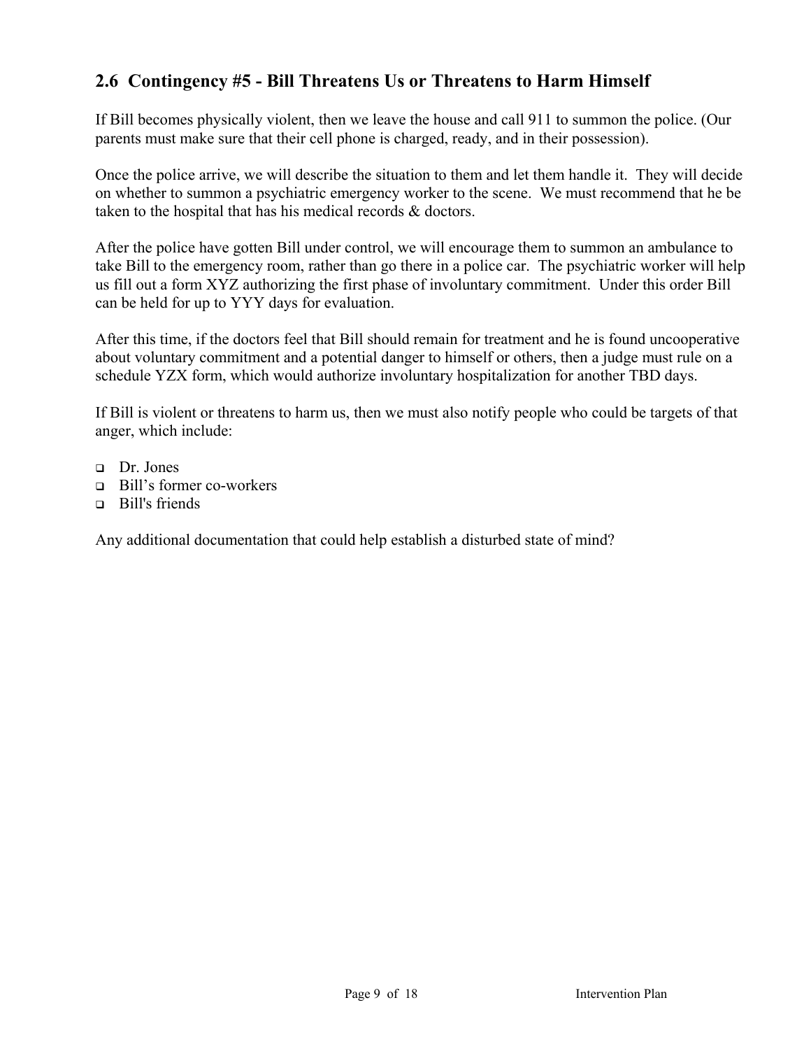## 2.6 Contingency #5 - Bill Threatens Us or Threatens to Harm Himself

If Bill becomes physically violent, then we leave the house and call 911 to summon the police. (Our parents must make sure that their cell phone is charged, ready, and in their possession).

Once the police arrive, we will describe the situation to them and let them handle it. They will decide on whether to summon a psychiatric emergency worker to the scene. We must recommend that he be taken to the hospital that has his medical records & doctors.

After the police have gotten Bill under control, we will encourage them to summon an ambulance to take Bill to the emergency room, rather than go there in a police car. The psychiatric worker will help us fill out a form XYZ authorizing the first phase of involuntary commitment. Under this order Bill can be held for up to YYY days for evaluation.

After this time, if the doctors feel that Bill should remain for treatment and he is found uncooperative about voluntary commitment and a potential danger to himself or others, then a judge must rule on a schedule YZX form, which would authorize involuntary hospitalization for another TBD days.

If Bill is violent or threatens to harm us, then we must also notify people who could be targets of that anger, which include:

- Dr. Jones
- Bill's former co-workers
- Bill's friends

Any additional documentation that could help establish a disturbed state of mind?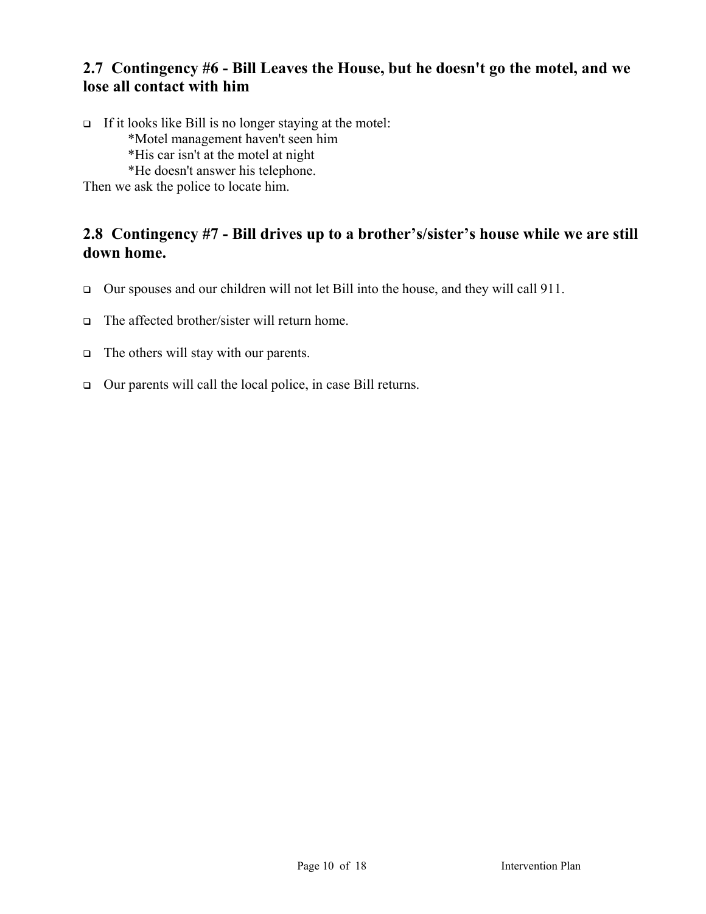## 2.7 Contingency #6 - Bill Leaves the House, but he doesn't go the motel, and we lose all contact with him

- If it looks like Bill is no longer staying at the motel:
  - *Motel management haven't seen him
  - *His car isn't at the motel at night
  - *He doesn't answer his telephone.

Then we ask the police to locate him.

## 2.8 Contingency #7 - Bill drives up to a brother's/sister's house while we are still down home.

- Our spouses and our children will not let Bill into the house, and they will call 911.
- The affected brother/sister will return home.
- The others will stay with our parents.
- Our parents will call the local police, in case Bill returns.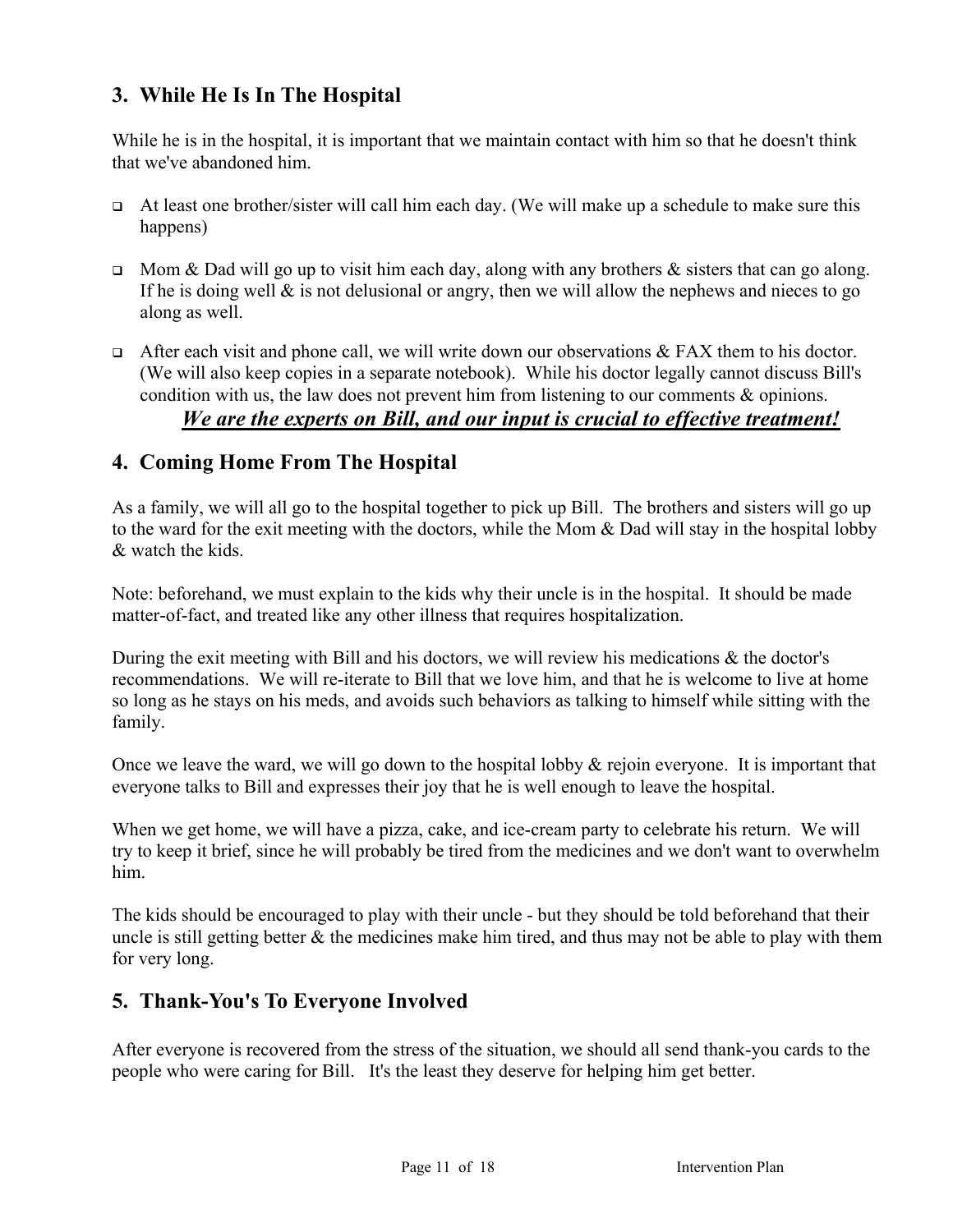## 3. While He Is In The Hospital

While he is in the hospital, it is important that we maintain contact with him so that he doesn't think that we've abandoned him.

- At least one brother/sister will call him each day. (We will make up a schedule to make sure this happens)
- Mom & Dad will go up to visit him each day, along with any brothers & sisters that can go along. If he is doing well & is not delusional or angry, then we will allow the nephews and nieces to go along as well.
- After each visit and phone call, we will write down our observations & FAX them to his doctor. (We will also keep copies in a separate notebook). While his doctor legally cannot discuss Bill's condition with us, the law does not prevent him from listening to our comments & opinions.

***<u>We are the experts on Bill, and our input is crucial to effective treatment!</u>***

## 4. Coming Home From The Hospital

As a family, we will all go to the hospital together to pick up Bill. The brothers and sisters will go up to the ward for the exit meeting with the doctors, while the Mom & Dad will stay in the hospital lobby & watch the kids.

Note: beforehand, we must explain to the kids why their uncle is in the hospital. It should be made matter-of-fact, and treated like any other illness that requires hospitalization.

During the exit meeting with Bill and his doctors, we will review his medications & the doctor's recommendations. We will re-iterate to Bill that we love him, and that he is welcome to live at home so long as he stays on his meds, and avoids such behaviors as talking to himself while sitting with the family.

Once we leave the ward, we will go down to the hospital lobby & rejoin everyone. It is important that everyone talks to Bill and expresses their joy that he is well enough to leave the hospital.

When we get home, we will have a pizza, cake, and ice-cream party to celebrate his return. We will try to keep it brief, since he will probably be tired from the medicines and we don't want to overwhelm him.

The kids should be encouraged to play with their uncle - but they should be told beforehand that their uncle is still getting better & the medicines make him tired, and thus may not be able to play with them for very long.

## 5. Thank-You's To Everyone Involved

After everyone is recovered from the stress of the situation, we should all send thank-you cards to the people who were caring for Bill. It's the least they deserve for helping him get better.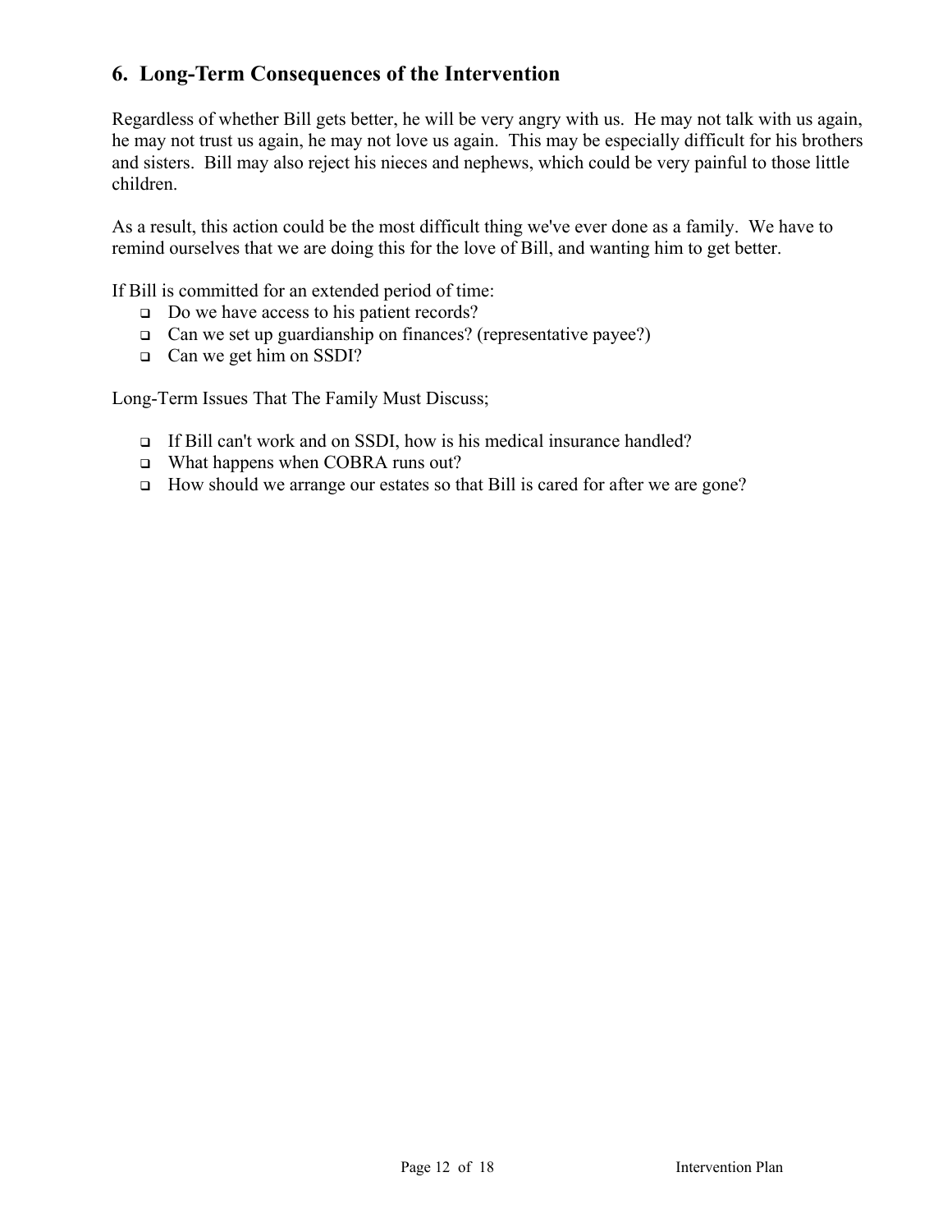## 6. Long-Term Consequences of the Intervention

Regardless of whether Bill gets better, he will be very angry with us. He may not talk with us again, he may not trust us again, he may not love us again. This may be especially difficult for his brothers and sisters. Bill may also reject his nieces and nephews, which could be very painful to those little children.

As a result, this action could be the most difficult thing we've ever done as a family. We have to remind ourselves that we are doing this for the love of Bill, and wanting him to get better.

If Bill is committed for an extended period of time:

- Do we have access to his patient records?
- Can we set up guardianship on finances? (representative payee?)
- Can we get him on SSDI?

Long-Term Issues That The Family Must Discuss;

- If Bill can't work and on SSDI, how is his medical insurance handled?
- What happens when COBRA runs out?
- How should we arrange our estates so that Bill is cared for after we are gone?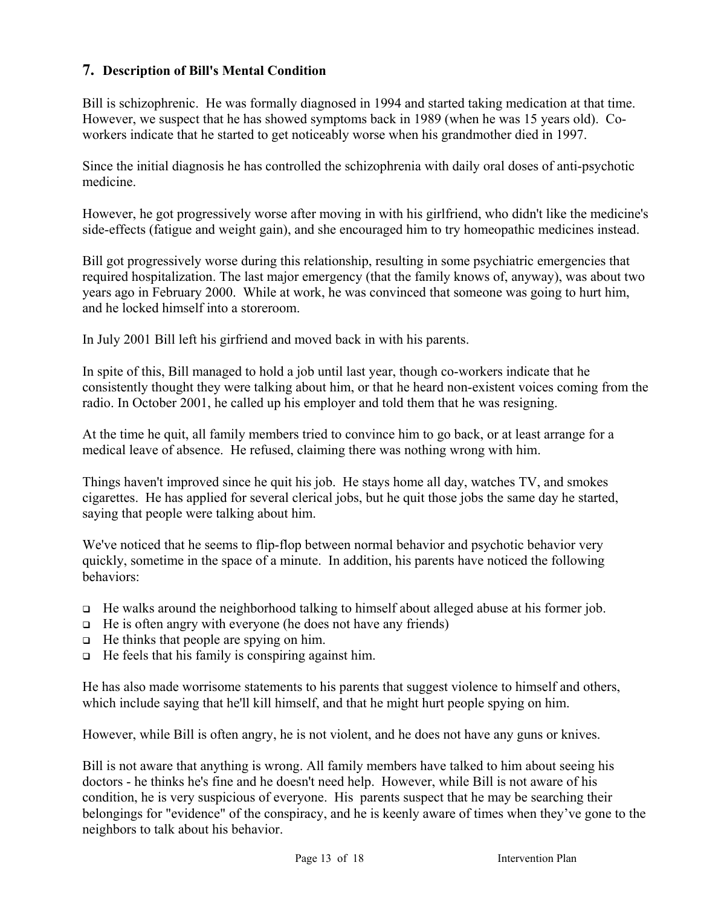## 7. Description of Bill's Mental Condition

Bill is schizophrenic. He was formally diagnosed in 1994 and started taking medication at that time. However, we suspect that he has showed symptoms back in 1989 (when he was 15 years old). Co-workers indicate that he started to get noticeably worse when his grandmother died in 1997.

Since the initial diagnosis he has controlled the schizophrenia with daily oral doses of anti-psychotic medicine.

However, he got progressively worse after moving in with his girlfriend, who didn't like the medicine's side-effects (fatigue and weight gain), and she encouraged him to try homeopathic medicines instead.

Bill got progressively worse during this relationship, resulting in some psychiatric emergencies that required hospitalization. The last major emergency (that the family knows of, anyway), was about two years ago in February 2000. While at work, he was convinced that someone was going to hurt him, and he locked himself into a storeroom.

In July 2001 Bill left his girfriend and moved back in with his parents.

In spite of this, Bill managed to hold a job until last year, though co-workers indicate that he consistently thought they were talking about him, or that he heard non-existent voices coming from the radio. In October 2001, he called up his employer and told them that he was resigning.

At the time he quit, all family members tried to convince him to go back, or at least arrange for a medical leave of absence. He refused, claiming there was nothing wrong with him.

Things haven't improved since he quit his job. He stays home all day, watches TV, and smokes cigarettes. He has applied for several clerical jobs, but he quit those jobs the same day he started, saying that people were talking about him.

We've noticed that he seems to flip-flop between normal behavior and psychotic behavior very quickly, sometime in the space of a minute. In addition, his parents have noticed the following behaviors:

- He walks around the neighborhood talking to himself about alleged abuse at his former job.
- He is often angry with everyone (he does not have any friends)
- He thinks that people are spying on him.
- He feels that his family is conspiring against him.

He has also made worrisome statements to his parents that suggest violence to himself and others, which include saying that he'll kill himself, and that he might hurt people spying on him.

However, while Bill is often angry, he is not violent, and he does not have any guns or knives.

Bill is not aware that anything is wrong. All family members have talked to him about seeing his doctors - he thinks he's fine and he doesn't need help. However, while Bill is not aware of his condition, he is very suspicious of everyone. His parents suspect that he may be searching their belongings for "evidence" of the conspiracy, and he is keenly aware of times when they've gone to the neighbors to talk about his behavior.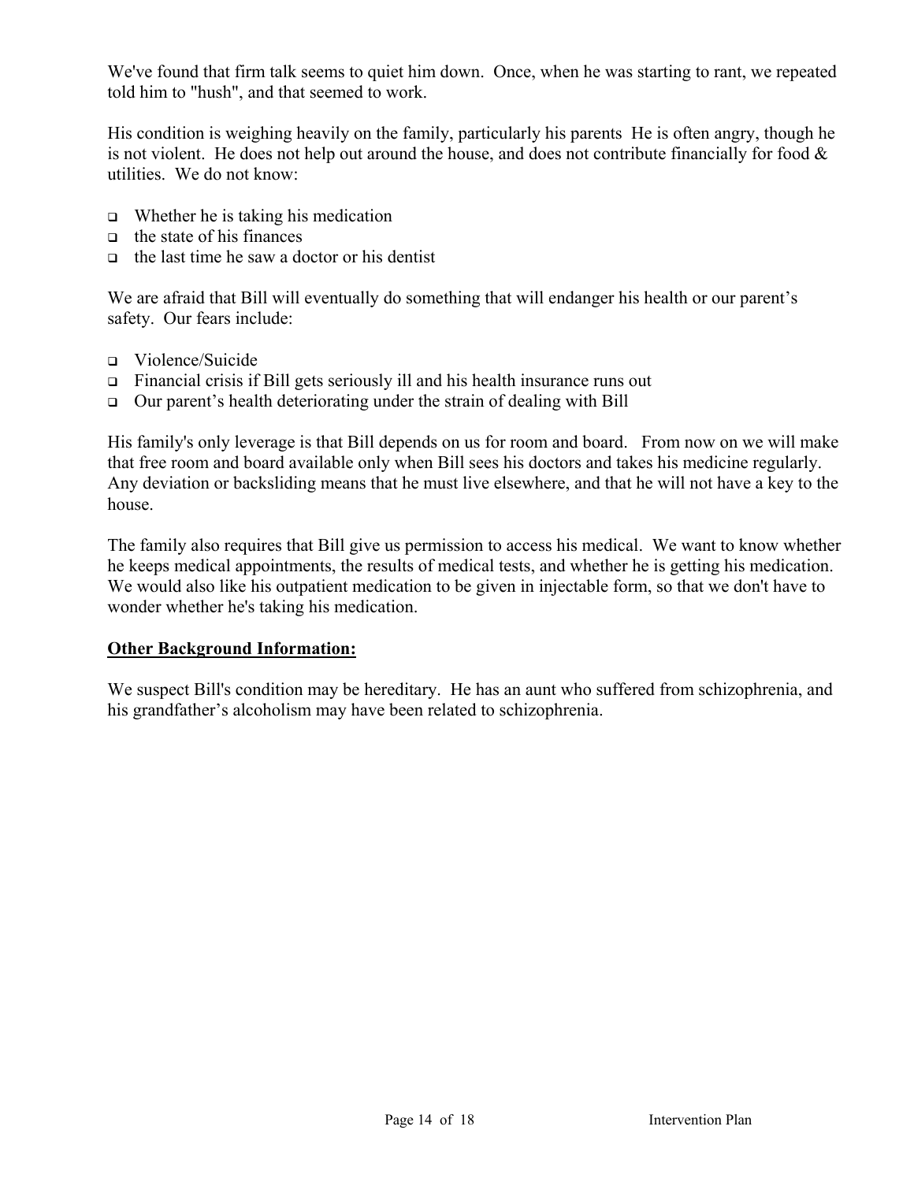We've found that firm talk seems to quiet him down. Once, when he was starting to rant, we repeated told him to "hush", and that seemed to work.

His condition is weighing heavily on the family, particularly his parents He is often angry, though he is not violent. He does not help out around the house, and does not contribute financially for food & utilities. We do not know:

- Whether he is taking his medication
- the state of his finances
- the last time he saw a doctor or his dentist

We are afraid that Bill will eventually do something that will endanger his health or our parent's safety. Our fears include:

- Violence/Suicide
- Financial crisis if Bill gets seriously ill and his health insurance runs out
- Our parent's health deteriorating under the strain of dealing with Bill

His family's only leverage is that Bill depends on us for room and board. From now on we will make that free room and board available only when Bill sees his doctors and takes his medicine regularly. Any deviation or backsliding means that he must live elsewhere, and that he will not have a key to the house.

The family also requires that Bill give us permission to access his medical. We want to know whether he keeps medical appointments, the results of medical tests, and whether he is getting his medication. We would also like his outpatient medication to be given in injectable form, so that we don't have to wonder whether he's taking his medication.

**Other Background Information:**

We suspect Bill's condition may be hereditary. He has an aunt who suffered from schizophrenia, and his grandfather's alcoholism may have been related to schizophrenia.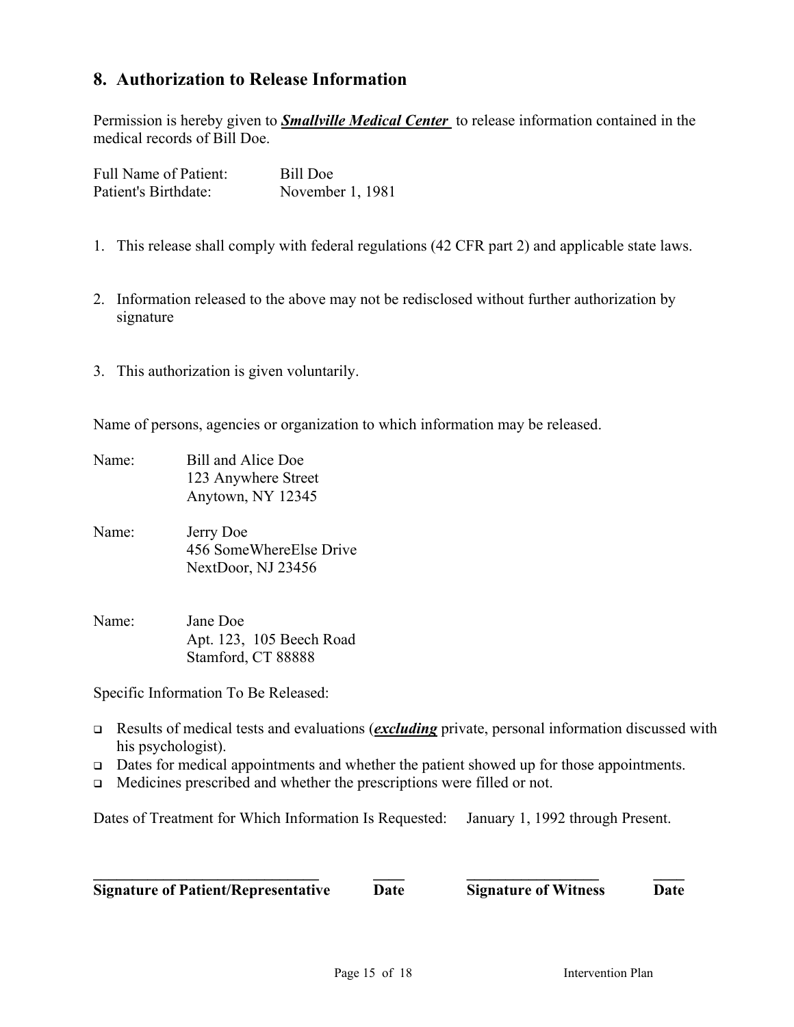## 8. Authorization to Release Information

Permission is hereby given to ***Smallville Medical Center*** to release information contained in the medical records of Bill Doe.

Full Name of Patient: Bill Doe
Patient's Birthdate: November 1, 1981

1. This release shall comply with federal regulations (42 CFR part 2) and applicable state laws.

2. Information released to the above may not be redisclosed without further authorization by signature

3. This authorization is given voluntarily.

Name of persons, agencies or organization to which information may be released.

Name: Bill and Alice Doe
123 Anywhere Street
Anytown, NY 12345

Name: Jerry Doe
456 SomeWhereElse Drive
NextDoor, NJ 23456

Name: Jane Doe
Apt. 123, 105 Beech Road
Stamford, CT 88888

Specific Information To Be Released:

- ❑ Results of medical tests and evaluations (***excluding*** private, personal information discussed with his psychologist).
- ❑ Dates for medical appointments and whether the patient showed up for those appointments.
- ❑ Medicines prescribed and whether the prescriptions were filled or not.

Dates of Treatment for Which Information Is Requested: January 1, 1992 through Present.

| ______________________________ | ____ | _________________ | ____ |
|---|---|---|---|
| **Signature of Patient/Representative** | **Date** | **Signature of Witness** | **Date** |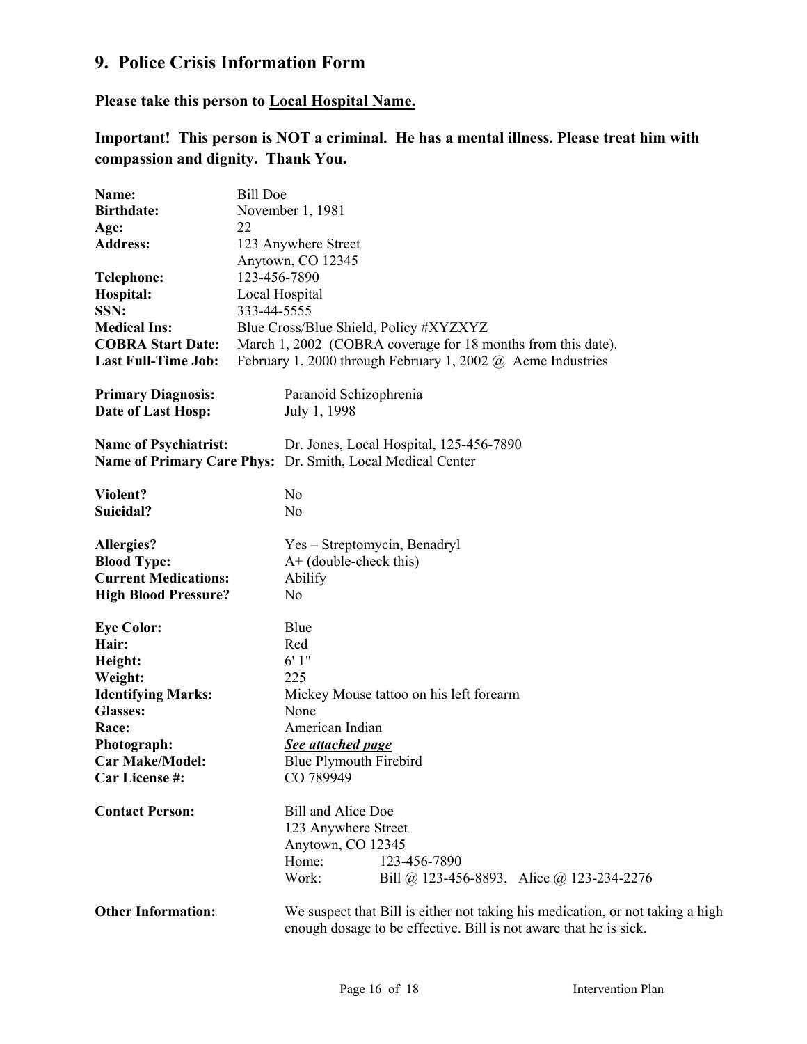## 9. Police Crisis Information Form

**Please take this person to <u>Local Hospital Name.</u>**

**Important! This person is NOT a criminal. He has a mental illness. Please treat him with compassion and dignity. Thank You.**

**Name:** Bill Doe
**Birthdate:** November 1, 1981
**Age:** 22
**Address:** 123 Anywhere Street
Anytown, CO 12345
**Telephone:** 123-456-7890
**Hospital:** Local Hospital
**SSN:** 333-44-5555
**Medical Ins:** Blue Cross/Blue Shield, Policy #XYZXYZ
**COBRA Start Date:** March 1, 2002 (COBRA coverage for 18 months from this date).
**Last Full-Time Job:** February 1, 2000 through February 1, 2002 @ Acme Industries

**Primary Diagnosis:** Paranoid Schizophrenia
**Date of Last Hosp:** July 1, 1998

**Name of Psychiatrist:** Dr. Jones, Local Hospital, 125-456-7890
**Name of Primary Care Phys:** Dr. Smith, Local Medical Center

**Violent?** No
**Suicidal?** No

**Allergies?** Yes – Streptomycin, Benadryl
**Blood Type:** A+ (double-check this)
**Current Medications:** Abilify
**High Blood Pressure?** No

**Eye Color:** Blue
**Hair:** Red
**Height:** 6' 1"
**Weight:** 225
**Identifying Marks:** Mickey Mouse tattoo on his left forearm
**Glasses:** None
**Race:** American Indian
**Photograph:** ***<u>See attached page</u>***
**Car Make/Model:** Blue Plymouth Firebird
**Car License #:** CO 789949

**Contact Person:** Bill and Alice Doe
123 Anywhere Street
Anytown, CO 12345
Home: 123-456-7890
Work: Bill @ 123-456-8893, Alice @ 123-234-2276

**Other Information:** We suspect that Bill is either not taking his medication, or not taking a high enough dosage to be effective. Bill is not aware that he is sick.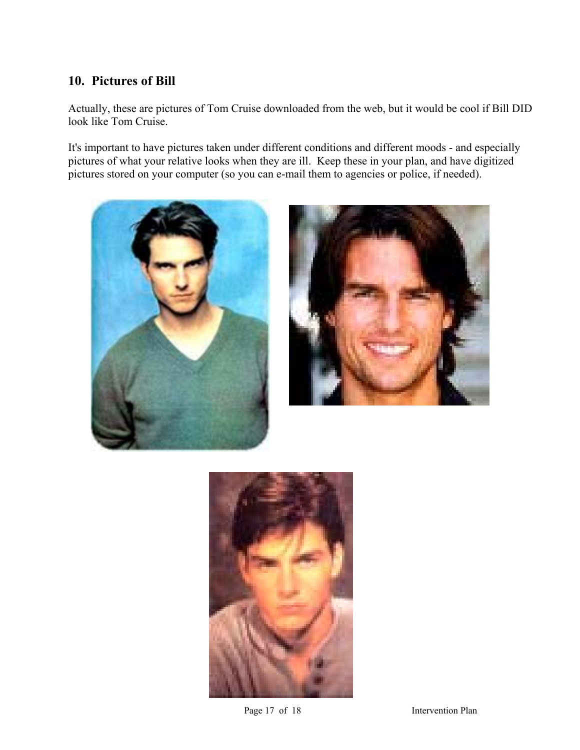## 10. Pictures of Bill

Actually, these are pictures of Tom Cruise downloaded from the web, but it would be cool if Bill DID look like Tom Cruise.

It's important to have pictures taken under different conditions and different moods - and especially pictures of what your relative looks when they are ill. Keep these in your plan, and have digitized pictures stored on your computer (so you can e-mail them to agencies or police, if needed).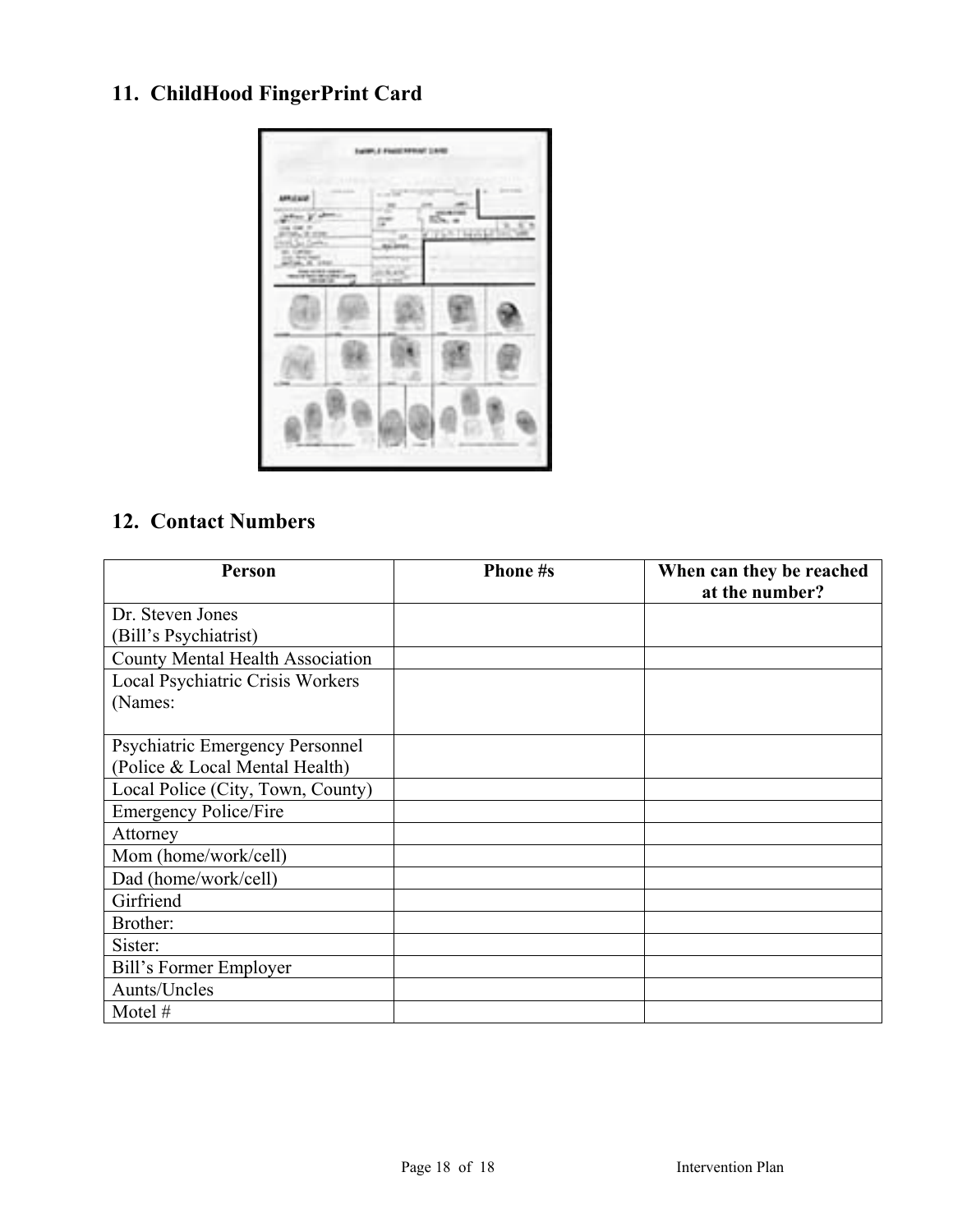## 11. ChildHood FingerPrint Card

## 12. Contact Numbers

| Person | Phone #s | When can they be reached at the number? |
|---|---|---|
| Dr. Steven Jones (Bill's Psychiatrist) | | |
| County Mental Health Association | | |
| Local Psychiatric Crisis Workers (Names: | | |
| Psychiatric Emergency Personnel (Police & Local Mental Health) | | |
| Local Police (City, Town, County) | | |
| Emergency Police/Fire | | |
| Attorney | | |
| Mom (home/work/cell) | | |
| Dad (home/work/cell) | | |
| Girlfriend | | |
| Brother: | | |
| Sister: | | |
| Bill's Former Employer | | |
| Aunts/Uncles | | |
| Motel # | | |